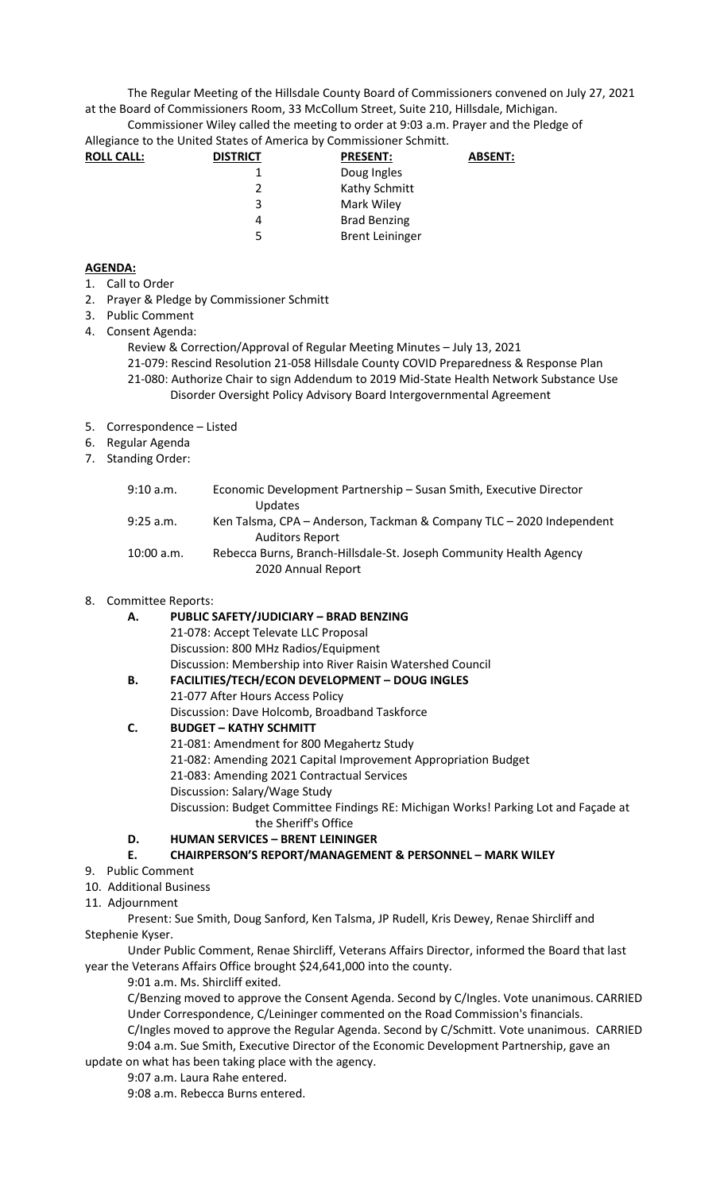The Regular Meeting of the Hillsdale County Board of Commissioners convened on July 27, 2021 at the Board of Commissioners Room, 33 McCollum Street, Suite 210, Hillsdale, Michigan.

Commissioner Wiley called the meeting to order at 9:03 a.m. Prayer and the Pledge of Allegiance to the United States of America by Commissioner Schmitt.

| ROLL CALL: | DISTRICT | PRESENT: | ABSENT: |
|---|---|---|---|
| | 1 | Doug Ingles | |
| | 2 | Kathy Schmitt | |
| | 3 | Mark Wiley | |
| | 4 | Brad Benzing | |
| | 5 | Brent Leininger | |

**AGENDA:**

1. Call to Order
2. Prayer & Pledge by Commissioner Schmitt
3. Public Comment
4. Consent Agenda:
   Review & Correction/Approval of Regular Meeting Minutes – July 13, 2021
   21-079: Rescind Resolution 21-058 Hillsdale County COVID Preparedness & Response Plan
   21-080: Authorize Chair to sign Addendum to 2019 Mid-State Health Network Substance Use Disorder Oversight Policy Advisory Board Intergovernmental Agreement
5. Correspondence – Listed
6. Regular Agenda
7. Standing Order:

| | |
|---|---|
| 9:10 a.m. | Economic Development Partnership – Susan Smith, Executive Director Updates |
| 9:25 a.m. | Ken Talsma, CPA – Anderson, Tackman & Company TLC – 2020 Independent Auditors Report |
| 10:00 a.m. | Rebecca Burns, Branch-Hillsdale-St. Joseph Community Health Agency 2020 Annual Report |

8. Committee Reports:
   - **A. PUBLIC SAFETY/JUDICIARY – BRAD BENZING**
     21-078: Accept Televate LLC Proposal
     Discussion: 800 MHz Radios/Equipment
     Discussion: Membership into River Raisin Watershed Council
   - **B. FACILITIES/TECH/ECON DEVELOPMENT – DOUG INGLES**
     21-077 After Hours Access Policy
     Discussion: Dave Holcomb, Broadband Taskforce
   - **C. BUDGET – KATHY SCHMITT**
     21-081: Amendment for 800 Megahertz Study
     21-082: Amending 2021 Capital Improvement Appropriation Budget
     21-083: Amending 2021 Contractual Services
     Discussion: Salary/Wage Study
     Discussion: Budget Committee Findings RE: Michigan Works! Parking Lot and Façade at the Sheriff's Office
   - **D. HUMAN SERVICES – BRENT LEININGER**
   - **E. CHAIRPERSON'S REPORT/MANAGEMENT & PERSONNEL – MARK WILEY**
9. Public Comment
10. Additional Business
11. Adjournment

Present: Sue Smith, Doug Sanford, Ken Talsma, JP Rudell, Kris Dewey, Renae Shircliff and Stephenie Kyser.

Under Public Comment, Renae Shircliff, Veterans Affairs Director, informed the Board that last year the Veterans Affairs Office brought $24,641,000 into the county.

9:01 a.m. Ms. Shircliff exited.

C/Benzing moved to approve the Consent Agenda. Second by C/Ingles. Vote unanimous. CARRIED

Under Correspondence, C/Leininger commented on the Road Commission's financials.

C/Ingles moved to approve the Regular Agenda. Second by C/Schmitt. Vote unanimous. CARRIED

9:04 a.m. Sue Smith, Executive Director of the Economic Development Partnership, gave an update on what has been taking place with the agency.

9:07 a.m. Laura Rahe entered.

9:08 a.m. Rebecca Burns entered.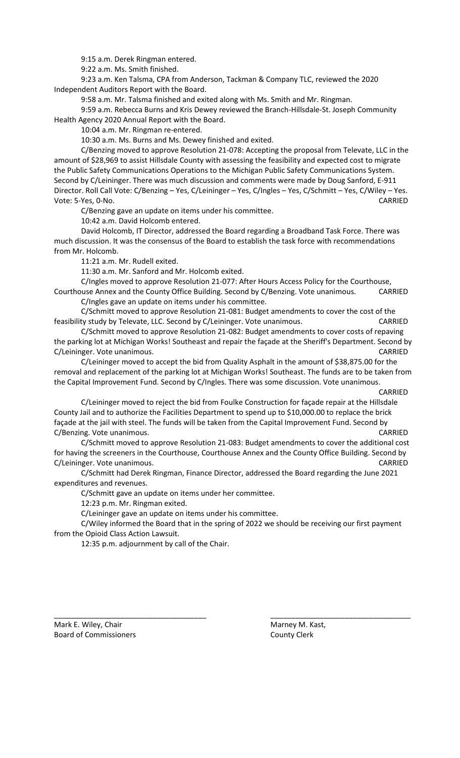9:15 a.m. Derek Ringman entered.

9:22 a.m. Ms. Smith finished.

9:23 a.m. Ken Talsma, CPA from Anderson, Tackman & Company TLC, reviewed the 2020 Independent Auditors Report with the Board.

9:58 a.m. Mr. Talsma finished and exited along with Ms. Smith and Mr. Ringman.

9:59 a.m. Rebecca Burns and Kris Dewey reviewed the Branch-Hillsdale-St. Joseph Community Health Agency 2020 Annual Report with the Board.

10:04 a.m. Mr. Ringman re-entered.

10:30 a.m. Ms. Burns and Ms. Dewey finished and exited.

C/Benzing moved to approve Resolution 21-078: Accepting the proposal from Televate, LLC in the amount of $28,969 to assist Hillsdale County with assessing the feasibility and expected cost to migrate the Public Safety Communications Operations to the Michigan Public Safety Communications System. Second by C/Leininger. There was much discussion and comments were made by Doug Sanford, E-911 Director. Roll Call Vote: C/Benzing – Yes, C/Leininger – Yes, C/Ingles – Yes, C/Schmitt – Yes, C/Wiley – Yes. Vote: 5-Yes, 0-No. CARRIED

C/Benzing gave an update on items under his committee.

10:42 a.m. David Holcomb entered.

David Holcomb, IT Director, addressed the Board regarding a Broadband Task Force. There was much discussion. It was the consensus of the Board to establish the task force with recommendations from Mr. Holcomb.

11:21 a.m. Mr. Rudell exited.

11:30 a.m. Mr. Sanford and Mr. Holcomb exited.

C/Ingles moved to approve Resolution 21-077: After Hours Access Policy for the Courthouse, Courthouse Annex and the County Office Building. Second by C/Benzing. Vote unanimous. CARRIED

C/Ingles gave an update on items under his committee.

C/Schmitt moved to approve Resolution 21-081: Budget amendments to cover the cost of the feasibility study by Televate, LLC. Second by C/Leininger. Vote unanimous. CARRIED

C/Schmitt moved to approve Resolution 21-082: Budget amendments to cover costs of repaving the parking lot at Michigan Works! Southeast and repair the façade at the Sheriff's Department. Second by C/Leininger. Vote unanimous. CARRIED

C/Leininger moved to accept the bid from Quality Asphalt in the amount of $38,875.00 for the removal and replacement of the parking lot at Michigan Works! Southeast. The funds are to be taken from the Capital Improvement Fund. Second by C/Ingles. There was some discussion. Vote unanimous. CARRIED

C/Leininger moved to reject the bid from Foulke Construction for façade repair at the Hillsdale County Jail and to authorize the Facilities Department to spend up to $10,000.00 to replace the brick façade at the jail with steel. The funds will be taken from the Capital Improvement Fund. Second by C/Benzing. Vote unanimous. CARRIED

C/Schmitt moved to approve Resolution 21-083: Budget amendments to cover the additional cost for having the screeners in the Courthouse, Courthouse Annex and the County Office Building. Second by C/Leininger. Vote unanimous. CARRIED

C/Schmitt had Derek Ringman, Finance Director, addressed the Board regarding the June 2021 expenditures and revenues.

C/Schmitt gave an update on items under her committee.

12:23 p.m. Mr. Ringman exited.

C/Leininger gave an update on items under his committee.

C/Wiley informed the Board that in the spring of 2022 we should be receiving our first payment from the Opioid Class Action Lawsuit.

12:35 p.m. adjournment by call of the Chair.

\_\_\_\_\_\_\_\_\_\_\_\_\_\_\_\_\_\_\_\_\_\_\_\_\_\_\_\_\_\_\_\_\_\_\_\_\_\_\_

Mark E. Wiley, Chair
Board of Commissioners

\_\_\_\_\_\_\_\_\_\_\_\_\_\_\_\_\_\_\_\_\_\_\_\_\_\_\_\_\_\_\_\_\_\_\_\_\_\_\_

Marney M. Kast,
County Clerk